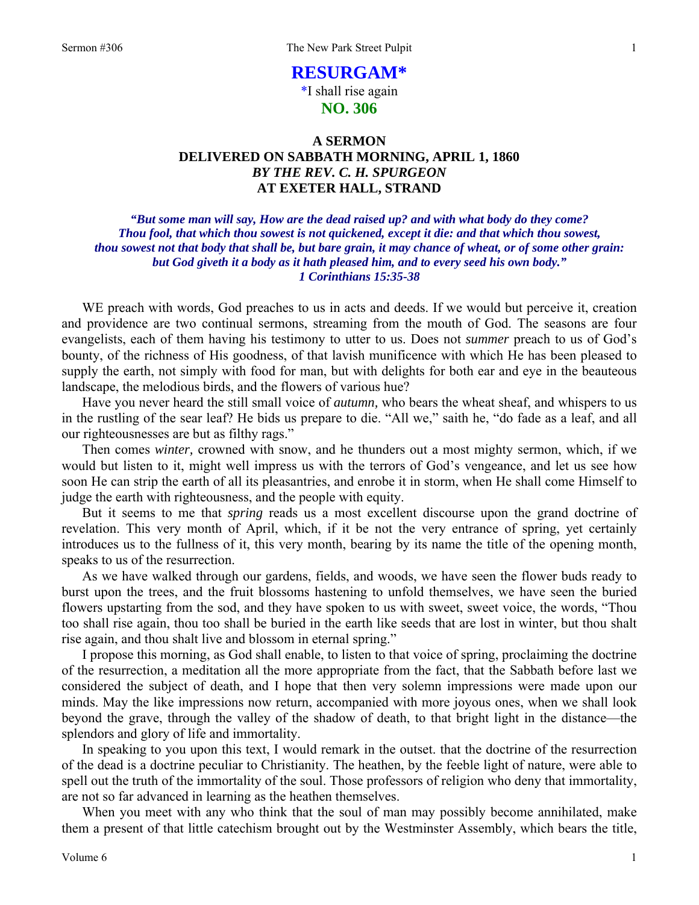# RESURGAM*

*I shall rise again

## NO. 306

### A SERMON
### DELIVERED ON SABBATH MORNING, APRIL 1, 1860
### *BY THE REV. C. H. SPURGEON*
### AT EXETER HALL, STRAND

***"But some man will say, How are the dead raised up? and with what body do they come? Thou fool, that which thou sowest is not quickened, except it die: and that which thou sowest, thou sowest not that body that shall be, but bare grain, it may chance of wheat, or of some other grain: but God giveth it a body as it hath pleased him, and to every seed his own body." 1 Corinthians 15:35-38***

WE preach with words, God preaches to us in acts and deeds. If we would but perceive it, creation and providence are two continual sermons, streaming from the mouth of God. The seasons are four evangelists, each of them having his testimony to utter to us. Does not *summer* preach to us of God's bounty, of the richness of His goodness, of that lavish munificence with which He has been pleased to supply the earth, not simply with food for man, but with delights for both ear and eye in the beauteous landscape, the melodious birds, and the flowers of various hue?

Have you never heard the still small voice of *autumn,* who bears the wheat sheaf, and whispers to us in the rustling of the sear leaf? He bids us prepare to die. "All we," saith he, "do fade as a leaf, and all our righteousnesses are but as filthy rags."

Then comes *winter,* crowned with snow, and he thunders out a most mighty sermon, which, if we would but listen to it, might well impress us with the terrors of God's vengeance, and let us see how soon He can strip the earth of all its pleasantries, and enrobe it in storm, when He shall come Himself to judge the earth with righteousness, and the people with equity.

But it seems to me that *spring* reads us a most excellent discourse upon the grand doctrine of revelation. This very month of April, which, if it be not the very entrance of spring, yet certainly introduces us to the fullness of it, this very month, bearing by its name the title of the opening month, speaks to us of the resurrection.

As we have walked through our gardens, fields, and woods, we have seen the flower buds ready to burst upon the trees, and the fruit blossoms hastening to unfold themselves, we have seen the buried flowers upstarting from the sod, and they have spoken to us with sweet, sweet voice, the words, "Thou too shall rise again, thou too shall be buried in the earth like seeds that are lost in winter, but thou shalt rise again, and thou shalt live and blossom in eternal spring."

I propose this morning, as God shall enable, to listen to that voice of spring, proclaiming the doctrine of the resurrection, a meditation all the more appropriate from the fact, that the Sabbath before last we considered the subject of death, and I hope that then very solemn impressions were made upon our minds. May the like impressions now return, accompanied with more joyous ones, when we shall look beyond the grave, through the valley of the shadow of death, to that bright light in the distance—the splendors and glory of life and immortality.

In speaking to you upon this text, I would remark in the outset. that the doctrine of the resurrection of the dead is a doctrine peculiar to Christianity. The heathen, by the feeble light of nature, were able to spell out the truth of the immortality of the soul. Those professors of religion who deny that immortality, are not so far advanced in learning as the heathen themselves.

When you meet with any who think that the soul of man may possibly become annihilated, make them a present of that little catechism brought out by the Westminster Assembly, which bears the title,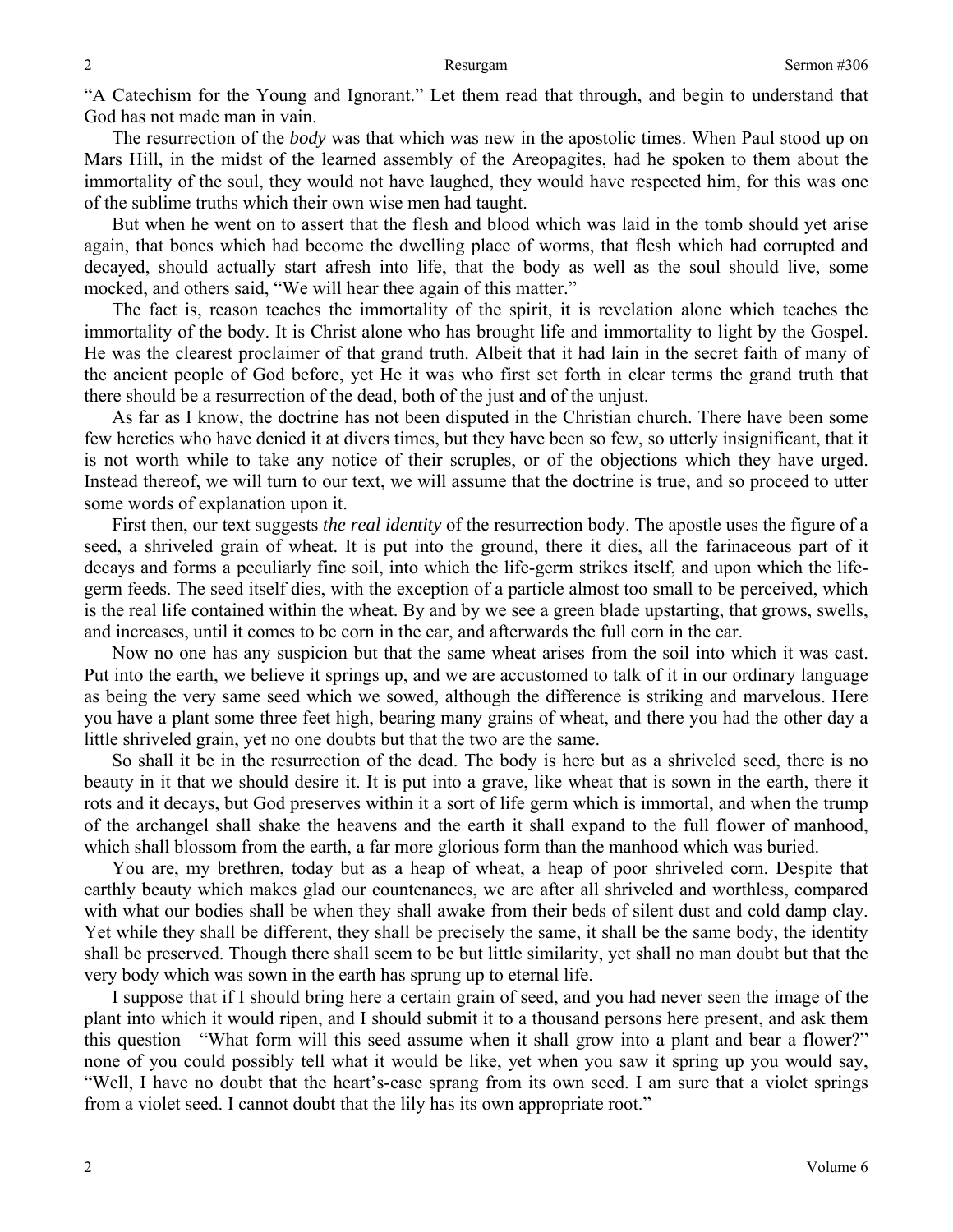"A Catechism for the Young and Ignorant." Let them read that through, and begin to understand that God has not made man in vain.

The resurrection of the *body* was that which was new in the apostolic times. When Paul stood up on Mars Hill, in the midst of the learned assembly of the Areopagites, had he spoken to them about the immortality of the soul, they would not have laughed, they would have respected him, for this was one of the sublime truths which their own wise men had taught.

But when he went on to assert that the flesh and blood which was laid in the tomb should yet arise again, that bones which had become the dwelling place of worms, that flesh which had corrupted and decayed, should actually start afresh into life, that the body as well as the soul should live, some mocked, and others said, "We will hear thee again of this matter."

The fact is, reason teaches the immortality of the spirit, it is revelation alone which teaches the immortality of the body. It is Christ alone who has brought life and immortality to light by the Gospel. He was the clearest proclaimer of that grand truth. Albeit that it had lain in the secret faith of many of the ancient people of God before, yet He it was who first set forth in clear terms the grand truth that there should be a resurrection of the dead, both of the just and of the unjust.

As far as I know, the doctrine has not been disputed in the Christian church. There have been some few heretics who have denied it at divers times, but they have been so few, so utterly insignificant, that it is not worth while to take any notice of their scruples, or of the objections which they have urged. Instead thereof, we will turn to our text, we will assume that the doctrine is true, and so proceed to utter some words of explanation upon it.

First then, our text suggests *the real identity* of the resurrection body. The apostle uses the figure of a seed, a shriveled grain of wheat. It is put into the ground, there it dies, all the farinaceous part of it decays and forms a peculiarly fine soil, into which the life-germ strikes itself, and upon which the life-germ feeds. The seed itself dies, with the exception of a particle almost too small to be perceived, which is the real life contained within the wheat. By and by we see a green blade upstarting, that grows, swells, and increases, until it comes to be corn in the ear, and afterwards the full corn in the ear.

Now no one has any suspicion but that the same wheat arises from the soil into which it was cast. Put into the earth, we believe it springs up, and we are accustomed to talk of it in our ordinary language as being the very same seed which we sowed, although the difference is striking and marvelous. Here you have a plant some three feet high, bearing many grains of wheat, and there you had the other day a little shriveled grain, yet no one doubts but that the two are the same.

So shall it be in the resurrection of the dead. The body is here but as a shriveled seed, there is no beauty in it that we should desire it. It is put into a grave, like wheat that is sown in the earth, there it rots and it decays, but God preserves within it a sort of life germ which is immortal, and when the trump of the archangel shall shake the heavens and the earth it shall expand to the full flower of manhood, which shall blossom from the earth, a far more glorious form than the manhood which was buried.

You are, my brethren, today but as a heap of wheat, a heap of poor shriveled corn. Despite that earthly beauty which makes glad our countenances, we are after all shriveled and worthless, compared with what our bodies shall be when they shall awake from their beds of silent dust and cold damp clay. Yet while they shall be different, they shall be precisely the same, it shall be the same body, the identity shall be preserved. Though there shall seem to be but little similarity, yet shall no man doubt but that the very body which was sown in the earth has sprung up to eternal life.

I suppose that if I should bring here a certain grain of seed, and you had never seen the image of the plant into which it would ripen, and I should submit it to a thousand persons here present, and ask them this question—"What form will this seed assume when it shall grow into a plant and bear a flower?" none of you could possibly tell what it would be like, yet when you saw it spring up you would say, "Well, I have no doubt that the heart's-ease sprang from its own seed. I am sure that a violet springs from a violet seed. I cannot doubt that the lily has its own appropriate root."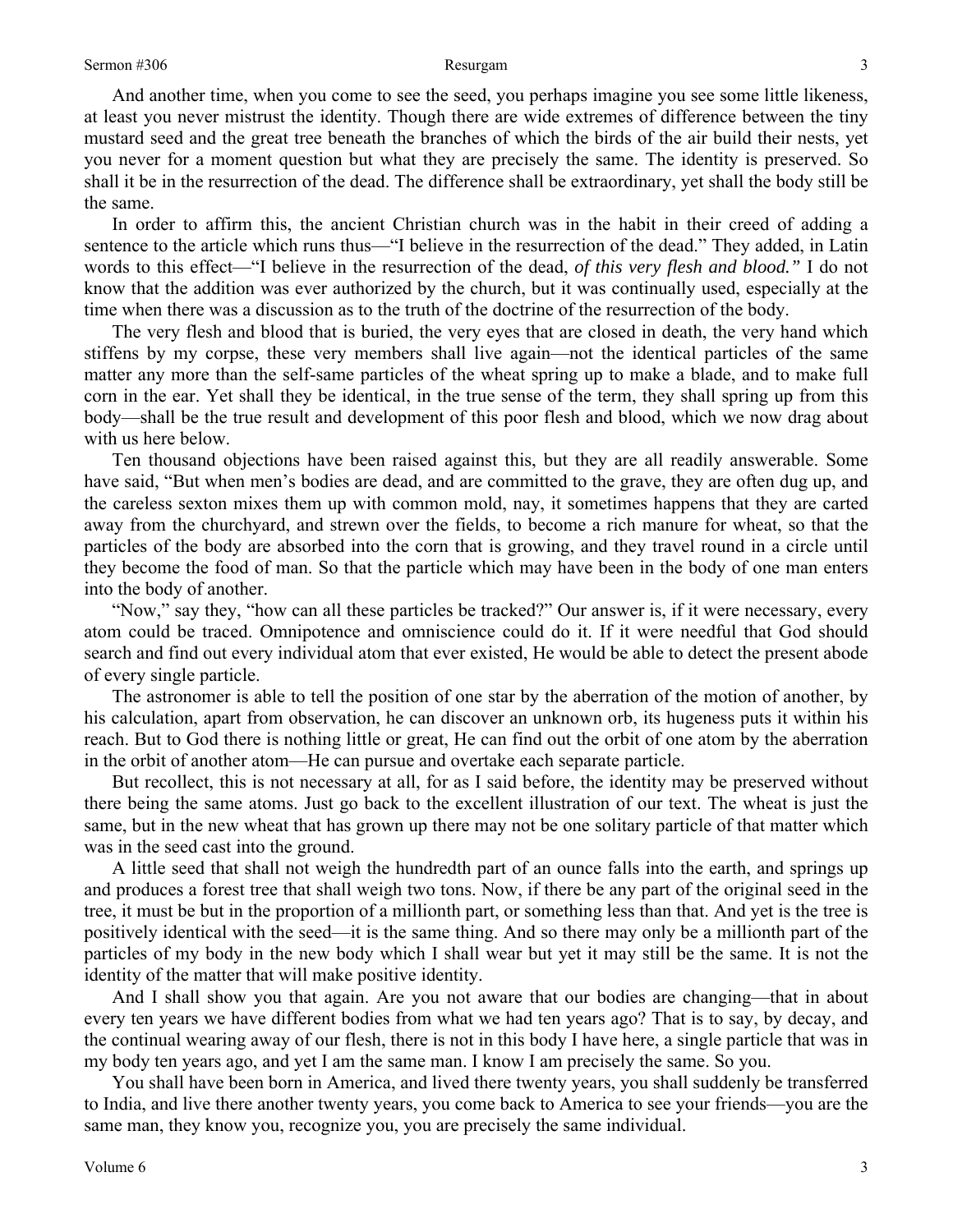And another time, when you come to see the seed, you perhaps imagine you see some little likeness, at least you never mistrust the identity. Though there are wide extremes of difference between the tiny mustard seed and the great tree beneath the branches of which the birds of the air build their nests, yet you never for a moment question but what they are precisely the same. The identity is preserved. So shall it be in the resurrection of the dead. The difference shall be extraordinary, yet shall the body still be the same.

In order to affirm this, the ancient Christian church was in the habit in their creed of adding a sentence to the article which runs thus—"I believe in the resurrection of the dead." They added, in Latin words to this effect—"I believe in the resurrection of the dead, *of this very flesh and blood."* I do not know that the addition was ever authorized by the church, but it was continually used, especially at the time when there was a discussion as to the truth of the doctrine of the resurrection of the body.

The very flesh and blood that is buried, the very eyes that are closed in death, the very hand which stiffens by my corpse, these very members shall live again—not the identical particles of the same matter any more than the self-same particles of the wheat spring up to make a blade, and to make full corn in the ear. Yet shall they be identical, in the true sense of the term, they shall spring up from this body—shall be the true result and development of this poor flesh and blood, which we now drag about with us here below.

Ten thousand objections have been raised against this, but they are all readily answerable. Some have said, "But when men's bodies are dead, and are committed to the grave, they are often dug up, and the careless sexton mixes them up with common mold, nay, it sometimes happens that they are carted away from the churchyard, and strewn over the fields, to become a rich manure for wheat, so that the particles of the body are absorbed into the corn that is growing, and they travel round in a circle until they become the food of man. So that the particle which may have been in the body of one man enters into the body of another.

"Now," say they, "how can all these particles be tracked?" Our answer is, if it were necessary, every atom could be traced. Omnipotence and omniscience could do it. If it were needful that God should search and find out every individual atom that ever existed, He would be able to detect the present abode of every single particle.

The astronomer is able to tell the position of one star by the aberration of the motion of another, by his calculation, apart from observation, he can discover an unknown orb, its hugeness puts it within his reach. But to God there is nothing little or great, He can find out the orbit of one atom by the aberration in the orbit of another atom—He can pursue and overtake each separate particle.

But recollect, this is not necessary at all, for as I said before, the identity may be preserved without there being the same atoms. Just go back to the excellent illustration of our text. The wheat is just the same, but in the new wheat that has grown up there may not be one solitary particle of that matter which was in the seed cast into the ground.

A little seed that shall not weigh the hundredth part of an ounce falls into the earth, and springs up and produces a forest tree that shall weigh two tons. Now, if there be any part of the original seed in the tree, it must be but in the proportion of a millionth part, or something less than that. And yet is the tree is positively identical with the seed—it is the same thing. And so there may only be a millionth part of the particles of my body in the new body which I shall wear but yet it may still be the same. It is not the identity of the matter that will make positive identity.

And I shall show you that again. Are you not aware that our bodies are changing—that in about every ten years we have different bodies from what we had ten years ago? That is to say, by decay, and the continual wearing away of our flesh, there is not in this body I have here, a single particle that was in my body ten years ago, and yet I am the same man. I know I am precisely the same. So you.

You shall have been born in America, and lived there twenty years, you shall suddenly be transferred to India, and live there another twenty years, you come back to America to see your friends—you are the same man, they know you, recognize you, you are precisely the same individual.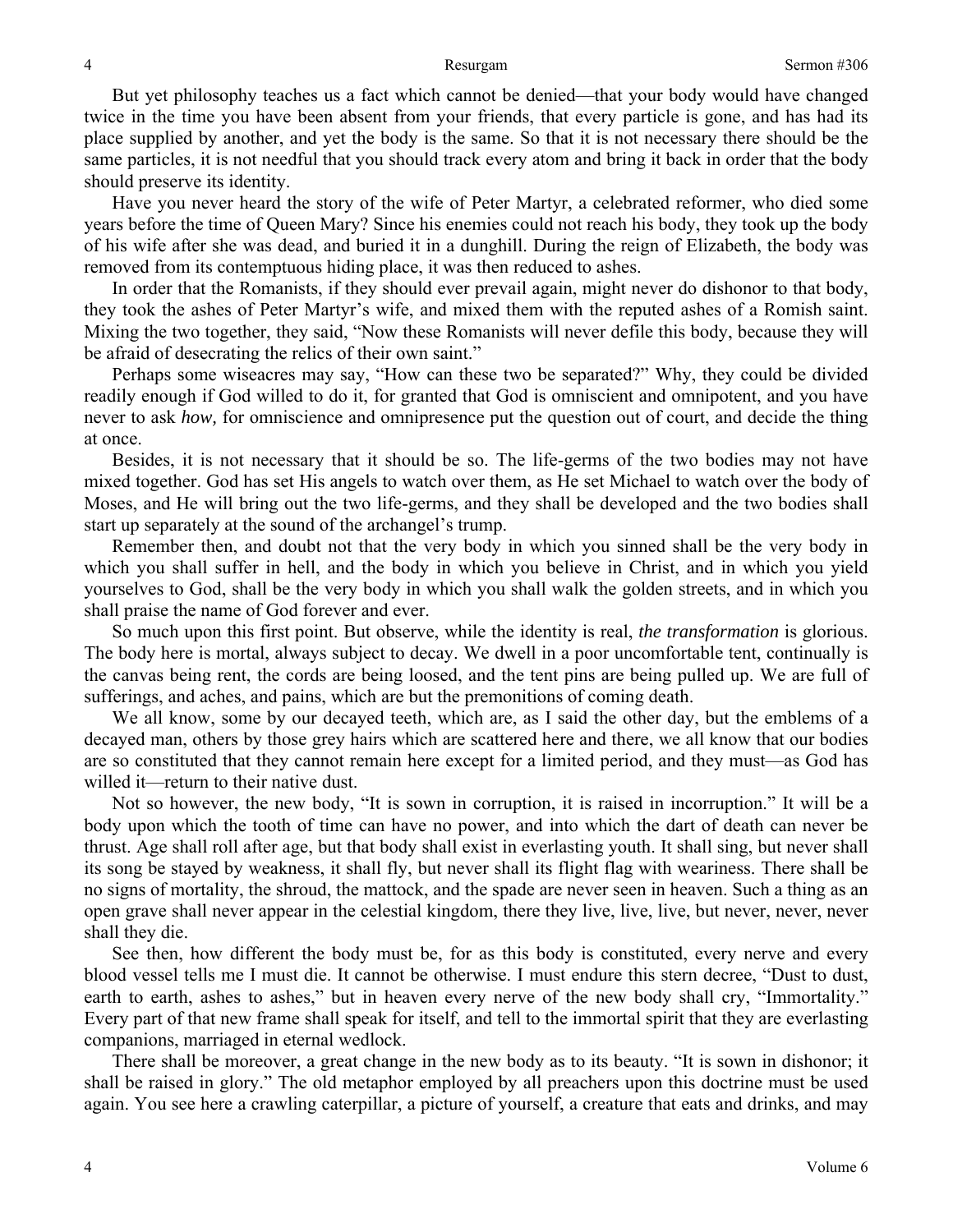But yet philosophy teaches us a fact which cannot be denied—that your body would have changed twice in the time you have been absent from your friends, that every particle is gone, and has had its place supplied by another, and yet the body is the same. So that it is not necessary there should be the same particles, it is not needful that you should track every atom and bring it back in order that the body should preserve its identity.

Have you never heard the story of the wife of Peter Martyr, a celebrated reformer, who died some years before the time of Queen Mary? Since his enemies could not reach his body, they took up the body of his wife after she was dead, and buried it in a dunghill. During the reign of Elizabeth, the body was removed from its contemptuous hiding place, it was then reduced to ashes.

In order that the Romanists, if they should ever prevail again, might never do dishonor to that body, they took the ashes of Peter Martyr's wife, and mixed them with the reputed ashes of a Romish saint. Mixing the two together, they said, "Now these Romanists will never defile this body, because they will be afraid of desecrating the relics of their own saint."

Perhaps some wiseacres may say, "How can these two be separated?" Why, they could be divided readily enough if God willed to do it, for granted that God is omniscient and omnipotent, and you have never to ask *how,* for omniscience and omnipresence put the question out of court, and decide the thing at once.

Besides, it is not necessary that it should be so. The life-germs of the two bodies may not have mixed together. God has set His angels to watch over them, as He set Michael to watch over the body of Moses, and He will bring out the two life-germs, and they shall be developed and the two bodies shall start up separately at the sound of the archangel's trump.

Remember then, and doubt not that the very body in which you sinned shall be the very body in which you shall suffer in hell, and the body in which you believe in Christ, and in which you yield yourselves to God, shall be the very body in which you shall walk the golden streets, and in which you shall praise the name of God forever and ever.

So much upon this first point. But observe, while the identity is real, *the transformation* is glorious. The body here is mortal, always subject to decay. We dwell in a poor uncomfortable tent, continually is the canvas being rent, the cords are being loosed, and the tent pins are being pulled up. We are full of sufferings, and aches, and pains, which are but the premonitions of coming death.

We all know, some by our decayed teeth, which are, as I said the other day, but the emblems of a decayed man, others by those grey hairs which are scattered here and there, we all know that our bodies are so constituted that they cannot remain here except for a limited period, and they must—as God has willed it—return to their native dust.

Not so however, the new body, "It is sown in corruption, it is raised in incorruption." It will be a body upon which the tooth of time can have no power, and into which the dart of death can never be thrust. Age shall roll after age, but that body shall exist in everlasting youth. It shall sing, but never shall its song be stayed by weakness, it shall fly, but never shall its flight flag with weariness. There shall be no signs of mortality, the shroud, the mattock, and the spade are never seen in heaven. Such a thing as an open grave shall never appear in the celestial kingdom, there they live, live, live, but never, never, never shall they die.

See then, how different the body must be, for as this body is constituted, every nerve and every blood vessel tells me I must die. It cannot be otherwise. I must endure this stern decree, "Dust to dust, earth to earth, ashes to ashes," but in heaven every nerve of the new body shall cry, "Immortality." Every part of that new frame shall speak for itself, and tell to the immortal spirit that they are everlasting companions, marriaged in eternal wedlock.

There shall be moreover, a great change in the new body as to its beauty. "It is sown in dishonor; it shall be raised in glory." The old metaphor employed by all preachers upon this doctrine must be used again. You see here a crawling caterpillar, a picture of yourself, a creature that eats and drinks, and may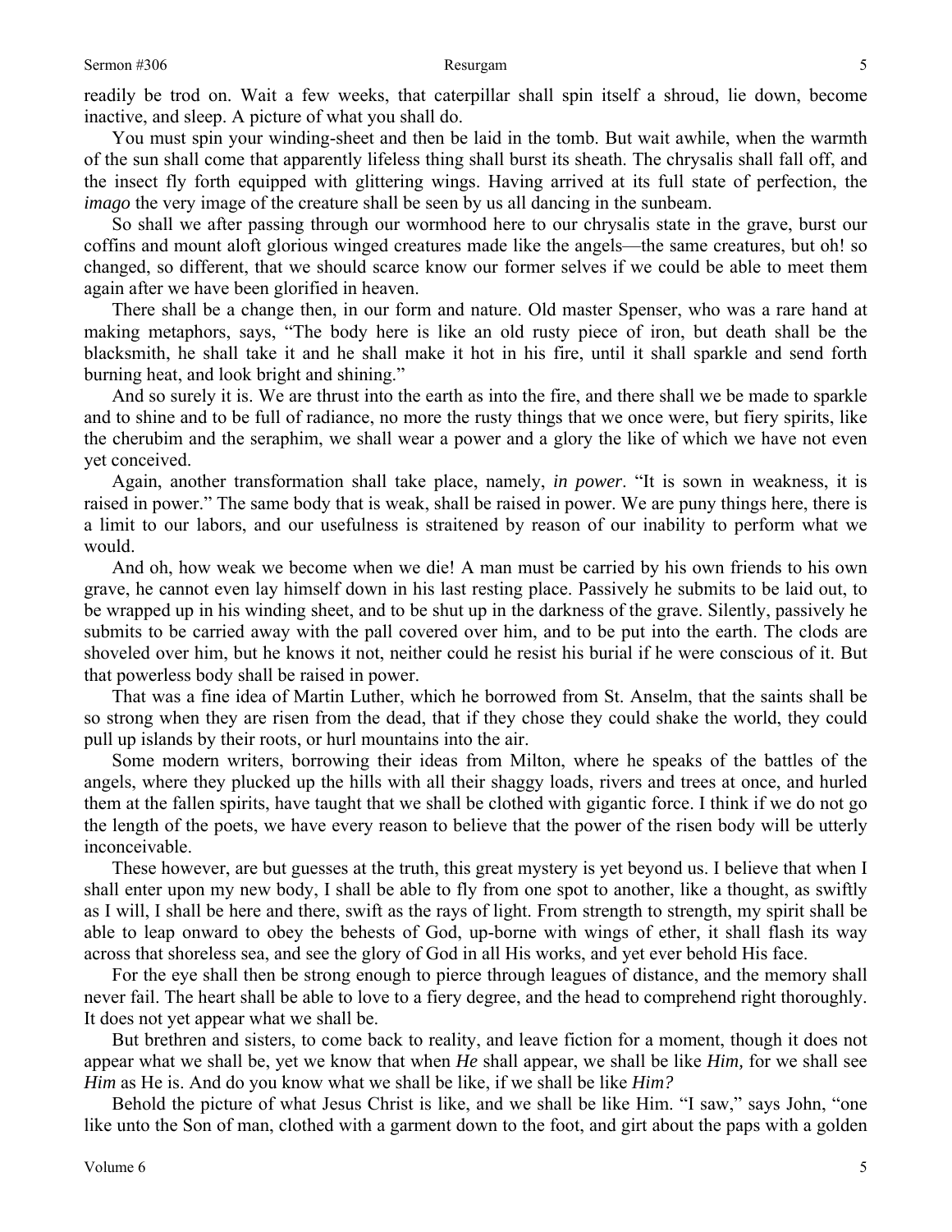readily be trod on. Wait a few weeks, that caterpillar shall spin itself a shroud, lie down, become inactive, and sleep. A picture of what you shall do.

You must spin your winding-sheet and then be laid in the tomb. But wait awhile, when the warmth of the sun shall come that apparently lifeless thing shall burst its sheath. The chrysalis shall fall off, and the insect fly forth equipped with glittering wings. Having arrived at its full state of perfection, the *imago* the very image of the creature shall be seen by us all dancing in the sunbeam.

So shall we after passing through our wormhood here to our chrysalis state in the grave, burst our coffins and mount aloft glorious winged creatures made like the angels—the same creatures, but oh! so changed, so different, that we should scarce know our former selves if we could be able to meet them again after we have been glorified in heaven.

There shall be a change then, in our form and nature. Old master Spenser, who was a rare hand at making metaphors, says, "The body here is like an old rusty piece of iron, but death shall be the blacksmith, he shall take it and he shall make it hot in his fire, until it shall sparkle and send forth burning heat, and look bright and shining."

And so surely it is. We are thrust into the earth as into the fire, and there shall we be made to sparkle and to shine and to be full of radiance, no more the rusty things that we once were, but fiery spirits, like the cherubim and the seraphim, we shall wear a power and a glory the like of which we have not even yet conceived.

Again, another transformation shall take place, namely, *in power*. "It is sown in weakness, it is raised in power." The same body that is weak, shall be raised in power. We are puny things here, there is a limit to our labors, and our usefulness is straitened by reason of our inability to perform what we would.

And oh, how weak we become when we die! A man must be carried by his own friends to his own grave, he cannot even lay himself down in his last resting place. Passively he submits to be laid out, to be wrapped up in his winding sheet, and to be shut up in the darkness of the grave. Silently, passively he submits to be carried away with the pall covered over him, and to be put into the earth. The clods are shoveled over him, but he knows it not, neither could he resist his burial if he were conscious of it. But that powerless body shall be raised in power.

That was a fine idea of Martin Luther, which he borrowed from St. Anselm, that the saints shall be so strong when they are risen from the dead, that if they chose they could shake the world, they could pull up islands by their roots, or hurl mountains into the air.

Some modern writers, borrowing their ideas from Milton, where he speaks of the battles of the angels, where they plucked up the hills with all their shaggy loads, rivers and trees at once, and hurled them at the fallen spirits, have taught that we shall be clothed with gigantic force. I think if we do not go the length of the poets, we have every reason to believe that the power of the risen body will be utterly inconceivable.

These however, are but guesses at the truth, this great mystery is yet beyond us. I believe that when I shall enter upon my new body, I shall be able to fly from one spot to another, like a thought, as swiftly as I will, I shall be here and there, swift as the rays of light. From strength to strength, my spirit shall be able to leap onward to obey the behests of God, up-borne with wings of ether, it shall flash its way across that shoreless sea, and see the glory of God in all His works, and yet ever behold His face.

For the eye shall then be strong enough to pierce through leagues of distance, and the memory shall never fail. The heart shall be able to love to a fiery degree, and the head to comprehend right thoroughly. It does not yet appear what we shall be.

But brethren and sisters, to come back to reality, and leave fiction for a moment, though it does not appear what we shall be, yet we know that when *He* shall appear, we shall be like *Him,* for we shall see *Him* as He is. And do you know what we shall be like, if we shall be like *Him?*

Behold the picture of what Jesus Christ is like, and we shall be like Him. "I saw," says John, "one like unto the Son of man, clothed with a garment down to the foot, and girt about the paps with a golden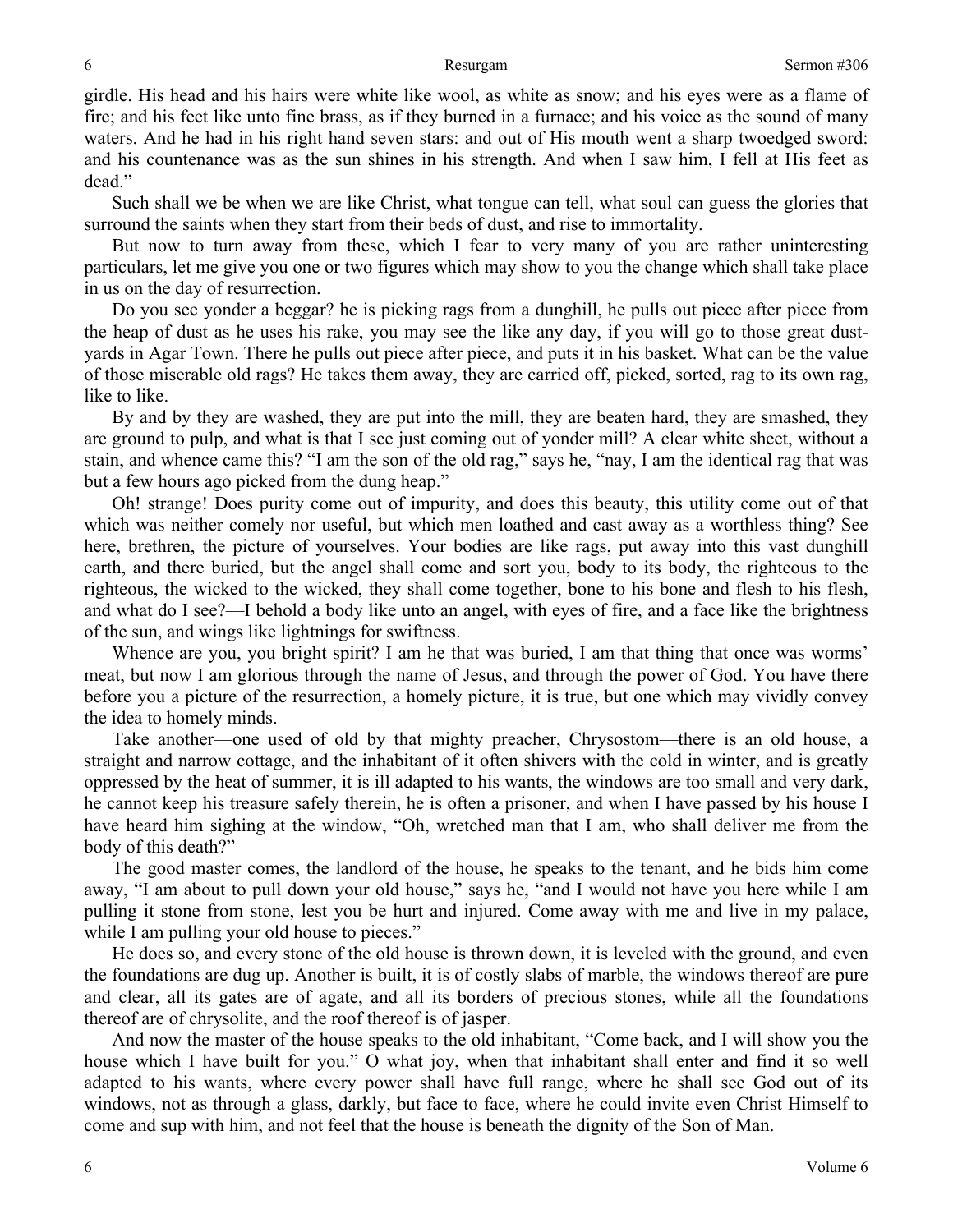girdle. His head and his hairs were white like wool, as white as snow; and his eyes were as a flame of fire; and his feet like unto fine brass, as if they burned in a furnace; and his voice as the sound of many waters. And he had in his right hand seven stars: and out of His mouth went a sharp twoedged sword: and his countenance was as the sun shines in his strength. And when I saw him, I fell at His feet as dead."

Such shall we be when we are like Christ, what tongue can tell, what soul can guess the glories that surround the saints when they start from their beds of dust, and rise to immortality.

But now to turn away from these, which I fear to very many of you are rather uninteresting particulars, let me give you one or two figures which may show to you the change which shall take place in us on the day of resurrection.

Do you see yonder a beggar? he is picking rags from a dunghill, he pulls out piece after piece from the heap of dust as he uses his rake, you may see the like any day, if you will go to those great dust-yards in Agar Town. There he pulls out piece after piece, and puts it in his basket. What can be the value of those miserable old rags? He takes them away, they are carried off, picked, sorted, rag to its own rag, like to like.

By and by they are washed, they are put into the mill, they are beaten hard, they are smashed, they are ground to pulp, and what is that I see just coming out of yonder mill? A clear white sheet, without a stain, and whence came this? "I am the son of the old rag," says he, "nay, I am the identical rag that was but a few hours ago picked from the dung heap."

Oh! strange! Does purity come out of impurity, and does this beauty, this utility come out of that which was neither comely nor useful, but which men loathed and cast away as a worthless thing? See here, brethren, the picture of yourselves. Your bodies are like rags, put away into this vast dunghill earth, and there buried, but the angel shall come and sort you, body to its body, the righteous to the righteous, the wicked to the wicked, they shall come together, bone to his bone and flesh to his flesh, and what do I see?—I behold a body like unto an angel, with eyes of fire, and a face like the brightness of the sun, and wings like lightnings for swiftness.

Whence are you, you bright spirit? I am he that was buried, I am that thing that once was worms' meat, but now I am glorious through the name of Jesus, and through the power of God. You have there before you a picture of the resurrection, a homely picture, it is true, but one which may vividly convey the idea to homely minds.

Take another—one used of old by that mighty preacher, Chrysostom—there is an old house, a straight and narrow cottage, and the inhabitant of it often shivers with the cold in winter, and is greatly oppressed by the heat of summer, it is ill adapted to his wants, the windows are too small and very dark, he cannot keep his treasure safely therein, he is often a prisoner, and when I have passed by his house I have heard him sighing at the window, "Oh, wretched man that I am, who shall deliver me from the body of this death?"

The good master comes, the landlord of the house, he speaks to the tenant, and he bids him come away, "I am about to pull down your old house," says he, "and I would not have you here while I am pulling it stone from stone, lest you be hurt and injured. Come away with me and live in my palace, while I am pulling your old house to pieces."

He does so, and every stone of the old house is thrown down, it is leveled with the ground, and even the foundations are dug up. Another is built, it is of costly slabs of marble, the windows thereof are pure and clear, all its gates are of agate, and all its borders of precious stones, while all the foundations thereof are of chrysolite, and the roof thereof is of jasper.

And now the master of the house speaks to the old inhabitant, "Come back, and I will show you the house which I have built for you." O what joy, when that inhabitant shall enter and find it so well adapted to his wants, where every power shall have full range, where he shall see God out of its windows, not as through a glass, darkly, but face to face, where he could invite even Christ Himself to come and sup with him, and not feel that the house is beneath the dignity of the Son of Man.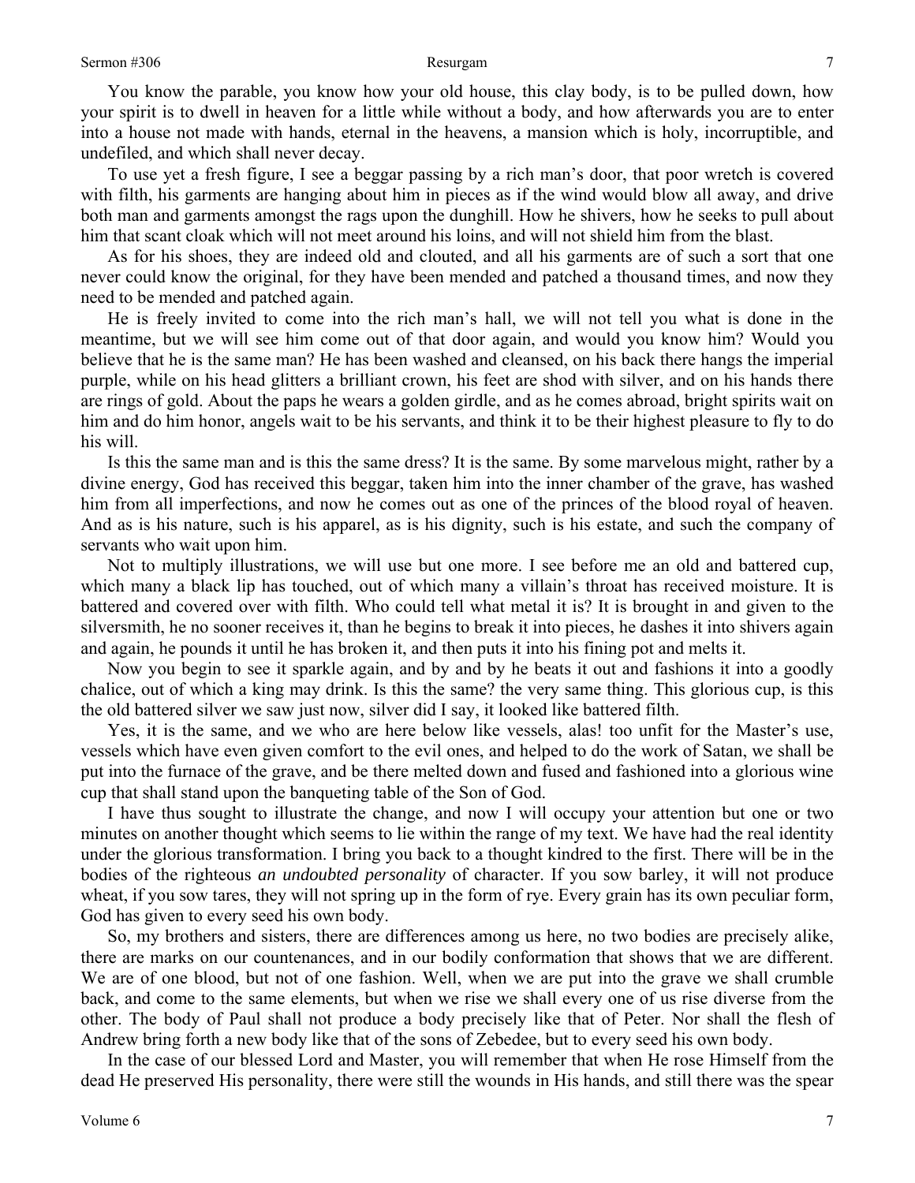You know the parable, you know how your old house, this clay body, is to be pulled down, how your spirit is to dwell in heaven for a little while without a body, and how afterwards you are to enter into a house not made with hands, eternal in the heavens, a mansion which is holy, incorruptible, and undefiled, and which shall never decay.

To use yet a fresh figure, I see a beggar passing by a rich man's door, that poor wretch is covered with filth, his garments are hanging about him in pieces as if the wind would blow all away, and drive both man and garments amongst the rags upon the dunghill. How he shivers, how he seeks to pull about him that scant cloak which will not meet around his loins, and will not shield him from the blast.

As for his shoes, they are indeed old and clouted, and all his garments are of such a sort that one never could know the original, for they have been mended and patched a thousand times, and now they need to be mended and patched again.

He is freely invited to come into the rich man's hall, we will not tell you what is done in the meantime, but we will see him come out of that door again, and would you know him? Would you believe that he is the same man? He has been washed and cleansed, on his back there hangs the imperial purple, while on his head glitters a brilliant crown, his feet are shod with silver, and on his hands there are rings of gold. About the paps he wears a golden girdle, and as he comes abroad, bright spirits wait on him and do him honor, angels wait to be his servants, and think it to be their highest pleasure to fly to do his will.

Is this the same man and is this the same dress? It is the same. By some marvelous might, rather by a divine energy, God has received this beggar, taken him into the inner chamber of the grave, has washed him from all imperfections, and now he comes out as one of the princes of the blood royal of heaven. And as is his nature, such is his apparel, as is his dignity, such is his estate, and such the company of servants who wait upon him.

Not to multiply illustrations, we will use but one more. I see before me an old and battered cup, which many a black lip has touched, out of which many a villain's throat has received moisture. It is battered and covered over with filth. Who could tell what metal it is? It is brought in and given to the silversmith, he no sooner receives it, than he begins to break it into pieces, he dashes it into shivers again and again, he pounds it until he has broken it, and then puts it into his fining pot and melts it.

Now you begin to see it sparkle again, and by and by he beats it out and fashions it into a goodly chalice, out of which a king may drink. Is this the same? the very same thing. This glorious cup, is this the old battered silver we saw just now, silver did I say, it looked like battered filth.

Yes, it is the same, and we who are here below like vessels, alas! too unfit for the Master's use, vessels which have even given comfort to the evil ones, and helped to do the work of Satan, we shall be put into the furnace of the grave, and be there melted down and fused and fashioned into a glorious wine cup that shall stand upon the banqueting table of the Son of God.

I have thus sought to illustrate the change, and now I will occupy your attention but one or two minutes on another thought which seems to lie within the range of my text. We have had the real identity under the glorious transformation. I bring you back to a thought kindred to the first. There will be in the bodies of the righteous *an undoubted personality* of character. If you sow barley, it will not produce wheat, if you sow tares, they will not spring up in the form of rye. Every grain has its own peculiar form, God has given to every seed his own body.

So, my brothers and sisters, there are differences among us here, no two bodies are precisely alike, there are marks on our countenances, and in our bodily conformation that shows that we are different. We are of one blood, but not of one fashion. Well, when we are put into the grave we shall crumble back, and come to the same elements, but when we rise we shall every one of us rise diverse from the other. The body of Paul shall not produce a body precisely like that of Peter. Nor shall the flesh of Andrew bring forth a new body like that of the sons of Zebedee, but to every seed his own body.

In the case of our blessed Lord and Master, you will remember that when He rose Himself from the dead He preserved His personality, there were still the wounds in His hands, and still there was the spear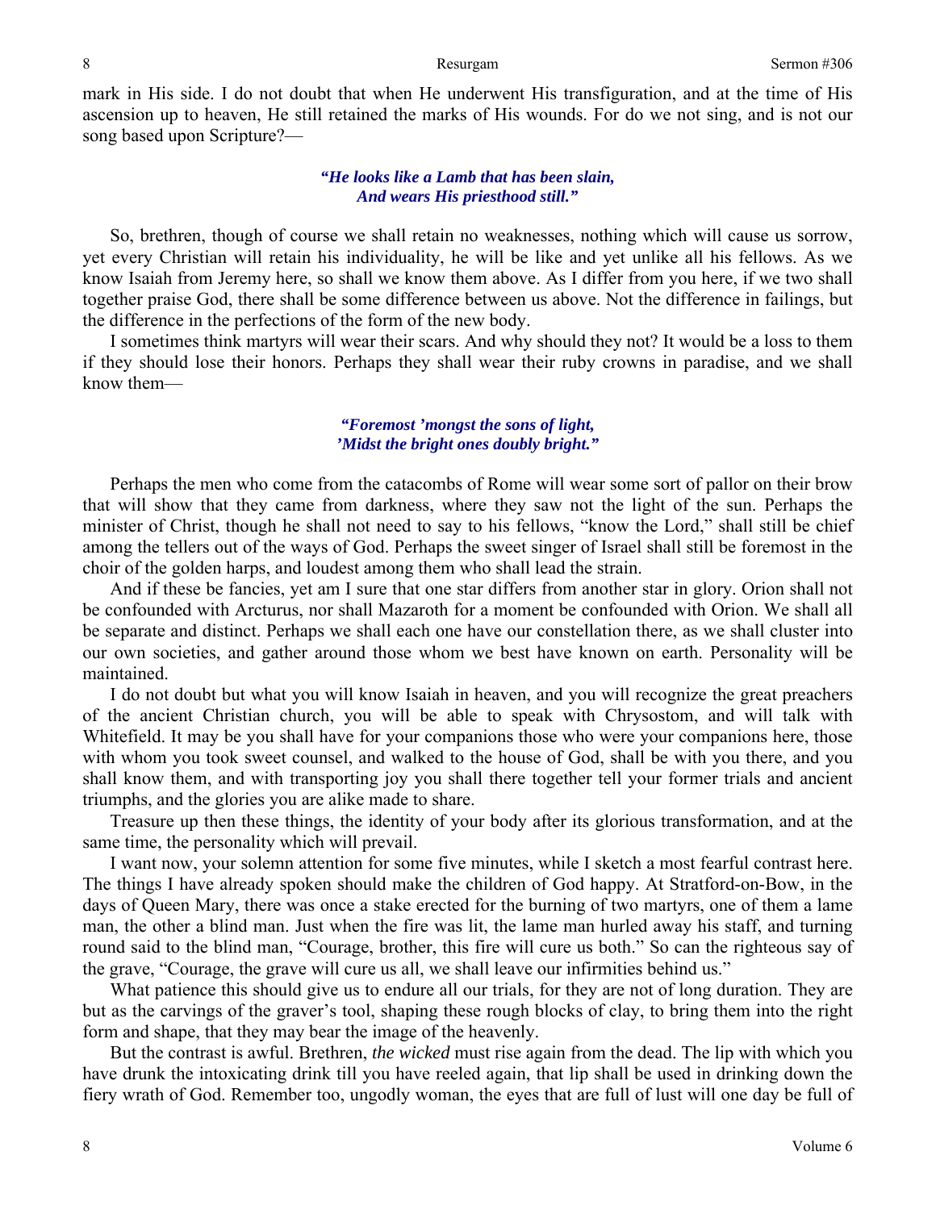mark in His side. I do not doubt that when He underwent His transfiguration, and at the time of His ascension up to heaven, He still retained the marks of His wounds. For do we not sing, and is not our song based upon Scripture?—

> ***"He looks like a Lamb that has been slain,***
> ***And wears His priesthood still."***

So, brethren, though of course we shall retain no weaknesses, nothing which will cause us sorrow, yet every Christian will retain his individuality, he will be like and yet unlike all his fellows. As we know Isaiah from Jeremy here, so shall we know them above. As I differ from you here, if we two shall together praise God, there shall be some difference between us above. Not the difference in failings, but the difference in the perfections of the form of the new body.

I sometimes think martyrs will wear their scars. And why should they not? It would be a loss to them if they should lose their honors. Perhaps they shall wear their ruby crowns in paradise, and we shall know them—

> ***"Foremost 'mongst the sons of light,***
> ***'Midst the bright ones doubly bright."***

Perhaps the men who come from the catacombs of Rome will wear some sort of pallor on their brow that will show that they came from darkness, where they saw not the light of the sun. Perhaps the minister of Christ, though he shall not need to say to his fellows, "know the Lord," shall still be chief among the tellers out of the ways of God. Perhaps the sweet singer of Israel shall still be foremost in the choir of the golden harps, and loudest among them who shall lead the strain.

And if these be fancies, yet am I sure that one star differs from another star in glory. Orion shall not be confounded with Arcturus, nor shall Mazaroth for a moment be confounded with Orion. We shall all be separate and distinct. Perhaps we shall each one have our constellation there, as we shall cluster into our own societies, and gather around those whom we best have known on earth. Personality will be maintained.

I do not doubt but what you will know Isaiah in heaven, and you will recognize the great preachers of the ancient Christian church, you will be able to speak with Chrysostom, and will talk with Whitefield. It may be you shall have for your companions those who were your companions here, those with whom you took sweet counsel, and walked to the house of God, shall be with you there, and you shall know them, and with transporting joy you shall there together tell your former trials and ancient triumphs, and the glories you are alike made to share.

Treasure up then these things, the identity of your body after its glorious transformation, and at the same time, the personality which will prevail.

I want now, your solemn attention for some five minutes, while I sketch a most fearful contrast here. The things I have already spoken should make the children of God happy. At Stratford-on-Bow, in the days of Queen Mary, there was once a stake erected for the burning of two martyrs, one of them a lame man, the other a blind man. Just when the fire was lit, the lame man hurled away his staff, and turning round said to the blind man, "Courage, brother, this fire will cure us both." So can the righteous say of the grave, "Courage, the grave will cure us all, we shall leave our infirmities behind us."

What patience this should give us to endure all our trials, for they are not of long duration. They are but as the carvings of the graver's tool, shaping these rough blocks of clay, to bring them into the right form and shape, that they may bear the image of the heavenly.

But the contrast is awful. Brethren, *the wicked* must rise again from the dead. The lip with which you have drunk the intoxicating drink till you have reeled again, that lip shall be used in drinking down the fiery wrath of God. Remember too, ungodly woman, the eyes that are full of lust will one day be full of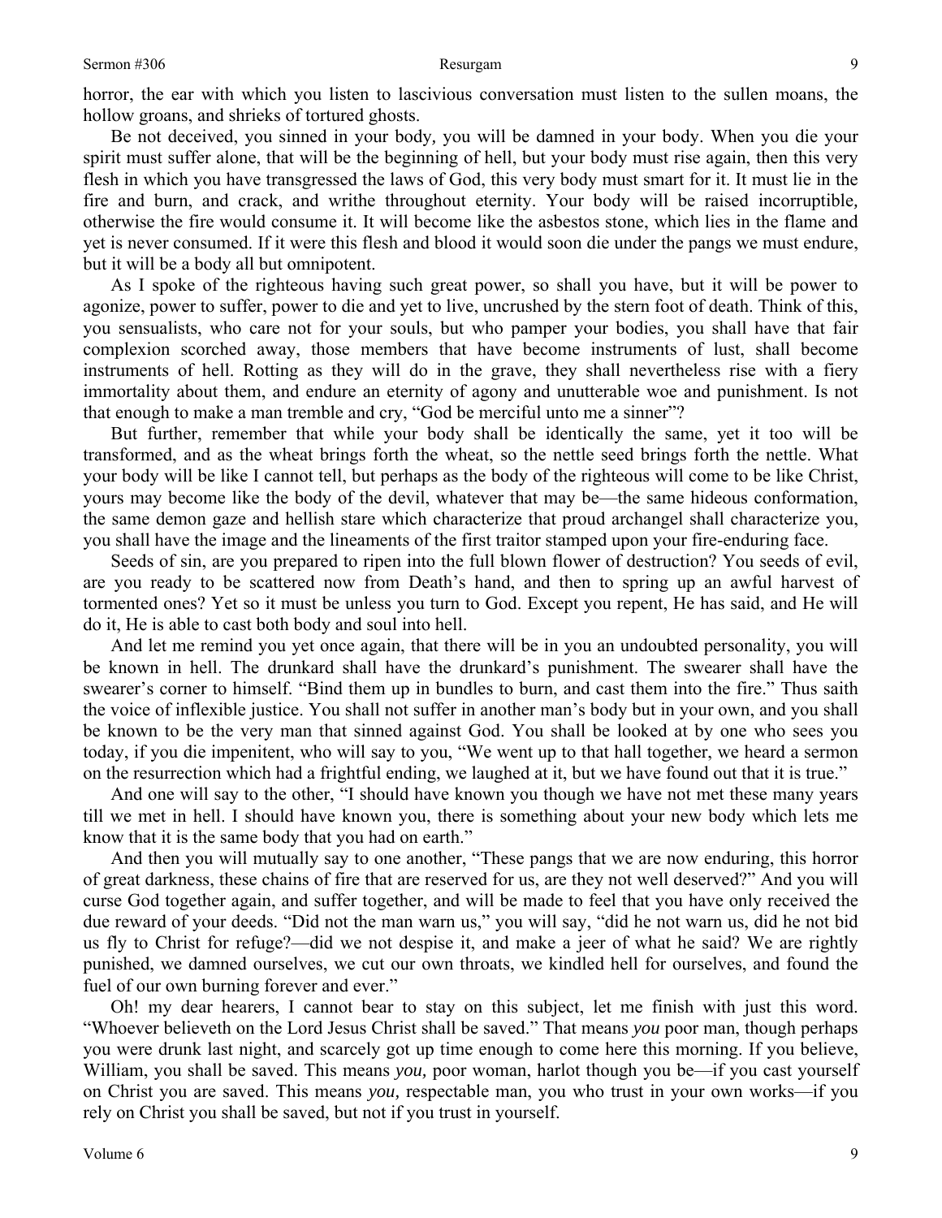horror, the ear with which you listen to lascivious conversation must listen to the sullen moans, the hollow groans, and shrieks of tortured ghosts.

Be not deceived, you sinned in your body*,* you will be damned in your body. When you die your spirit must suffer alone, that will be the beginning of hell, but your body must rise again, then this very flesh in which you have transgressed the laws of God, this very body must smart for it. It must lie in the fire and burn, and crack, and writhe throughout eternity. Your body will be raised incorruptible*,* otherwise the fire would consume it. It will become like the asbestos stone, which lies in the flame and yet is never consumed. If it were this flesh and blood it would soon die under the pangs we must endure, but it will be a body all but omnipotent.

As I spoke of the righteous having such great power, so shall you have, but it will be power to agonize, power to suffer, power to die and yet to live, uncrushed by the stern foot of death. Think of this, you sensualists, who care not for your souls, but who pamper your bodies, you shall have that fair complexion scorched away, those members that have become instruments of lust, shall become instruments of hell. Rotting as they will do in the grave, they shall nevertheless rise with a fiery immortality about them, and endure an eternity of agony and unutterable woe and punishment. Is not that enough to make a man tremble and cry, "God be merciful unto me a sinner"?

But further, remember that while your body shall be identically the same, yet it too will be transformed, and as the wheat brings forth the wheat, so the nettle seed brings forth the nettle. What your body will be like I cannot tell, but perhaps as the body of the righteous will come to be like Christ, yours may become like the body of the devil, whatever that may be—the same hideous conformation, the same demon gaze and hellish stare which characterize that proud archangel shall characterize you, you shall have the image and the lineaments of the first traitor stamped upon your fire-enduring face.

Seeds of sin, are you prepared to ripen into the full blown flower of destruction? You seeds of evil, are you ready to be scattered now from Death's hand, and then to spring up an awful harvest of tormented ones? Yet so it must be unless you turn to God. Except you repent, He has said, and He will do it, He is able to cast both body and soul into hell.

And let me remind you yet once again, that there will be in you an undoubted personality, you will be known in hell. The drunkard shall have the drunkard's punishment. The swearer shall have the swearer's corner to himself. "Bind them up in bundles to burn, and cast them into the fire." Thus saith the voice of inflexible justice. You shall not suffer in another man's body but in your own, and you shall be known to be the very man that sinned against God. You shall be looked at by one who sees you today, if you die impenitent, who will say to you, "We went up to that hall together, we heard a sermon on the resurrection which had a frightful ending, we laughed at it, but we have found out that it is true."

And one will say to the other, "I should have known you though we have not met these many years till we met in hell. I should have known you, there is something about your new body which lets me know that it is the same body that you had on earth."

And then you will mutually say to one another, "These pangs that we are now enduring, this horror of great darkness, these chains of fire that are reserved for us, are they not well deserved?" And you will curse God together again, and suffer together, and will be made to feel that you have only received the due reward of your deeds. "Did not the man warn us," you will say, "did he not warn us, did he not bid us fly to Christ for refuge?—did we not despise it, and make a jeer of what he said? We are rightly punished, we damned ourselves, we cut our own throats, we kindled hell for ourselves, and found the fuel of our own burning forever and ever."

Oh! my dear hearers, I cannot bear to stay on this subject, let me finish with just this word. "Whoever believeth on the Lord Jesus Christ shall be saved." That means *you* poor man, though perhaps you were drunk last night, and scarcely got up time enough to come here this morning. If you believe, William, you shall be saved. This means *you,* poor woman, harlot though you be—if you cast yourself on Christ you are saved. This means *you,* respectable man, you who trust in your own works—if you rely on Christ you shall be saved, but not if you trust in yourself.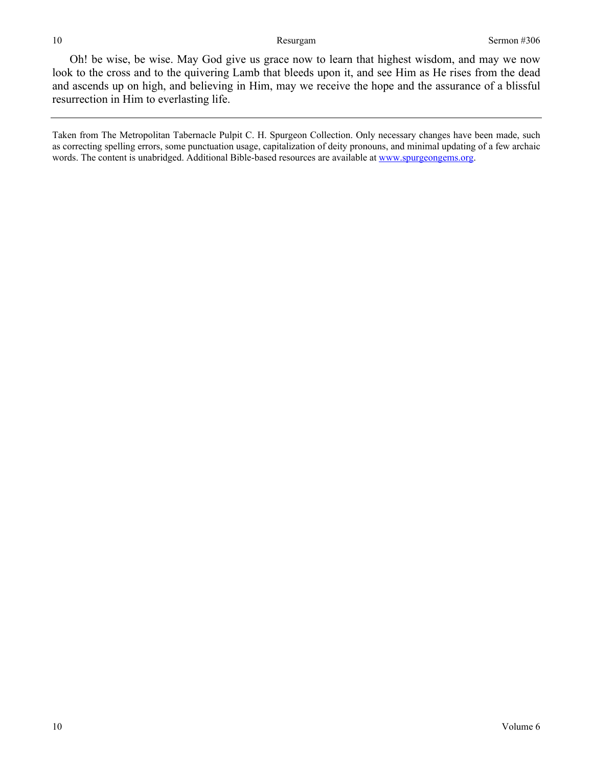Oh! be wise, be wise. May God give us grace now to learn that highest wisdom, and may we now look to the cross and to the quivering Lamb that bleeds upon it, and see Him as He rises from the dead and ascends up on high, and believing in Him, may we receive the hope and the assurance of a blissful resurrection in Him to everlasting life.

---

Taken from The Metropolitan Tabernacle Pulpit C. H. Spurgeon Collection. Only necessary changes have been made, such as correcting spelling errors, some punctuation usage, capitalization of deity pronouns, and minimal updating of a few archaic words. The content is unabridged. Additional Bible-based resources are available at [www.spurgeongems.org](http://www.spurgeongems.org).